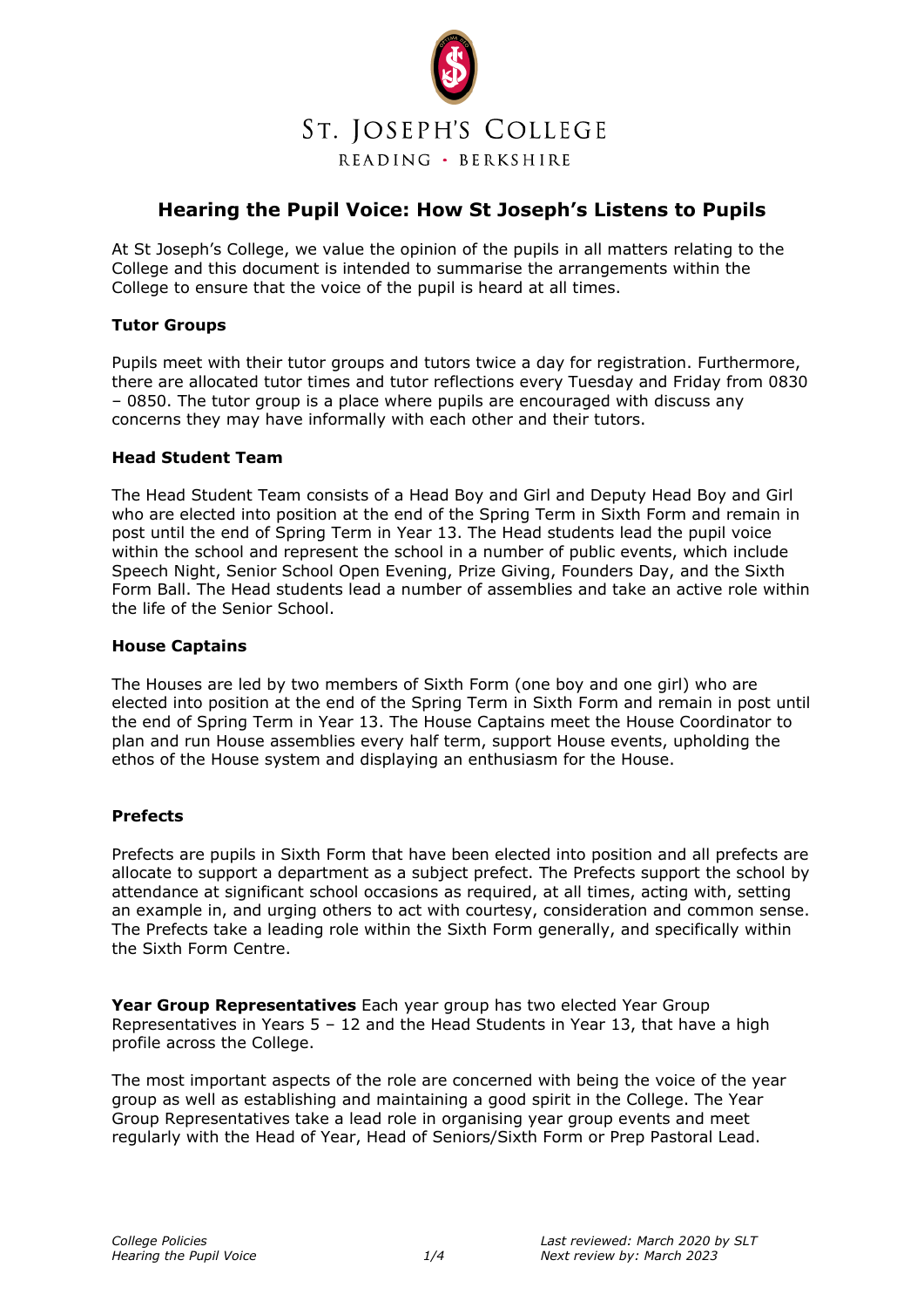# ST. JOSEPH'S COLLEGE

READING • BERKSHIRE

## Hearing the Pupil Voice: How St Joseph's Listens to Pupils

At St Joseph's College, we value the opinion of the pupils in all matters relating to the College and this document is intended to summarise the arrangements within the College to ensure that the voice of the pupil is heard at all times.

### Tutor Groups

Pupils meet with their tutor groups and tutors twice a day for registration. Furthermore, there are allocated tutor times and tutor reflections every Tuesday and Friday from 0830 – 0850. The tutor group is a place where pupils are encouraged with discuss any concerns they may have informally with each other and their tutors.

### Head Student Team

The Head Student Team consists of a Head Boy and Girl and Deputy Head Boy and Girl who are elected into position at the end of the Spring Term in Sixth Form and remain in post until the end of Spring Term in Year 13. The Head students lead the pupil voice within the school and represent the school in a number of public events, which include Speech Night, Senior School Open Evening, Prize Giving, Founders Day, and the Sixth Form Ball. The Head students lead a number of assemblies and take an active role within the life of the Senior School.

### House Captains

The Houses are led by two members of Sixth Form (one boy and one girl) who are elected into position at the end of the Spring Term in Sixth Form and remain in post until the end of Spring Term in Year 13. The House Captains meet the House Coordinator to plan and run House assemblies every half term, support House events, upholding the ethos of the House system and displaying an enthusiasm for the House.

### Prefects

Prefects are pupils in Sixth Form that have been elected into position and all prefects are allocate to support a department as a subject prefect. The Prefects support the school by attendance at significant school occasions as required, at all times, acting with, setting an example in, and urging others to act with courtesy, consideration and common sense. The Prefects take a leading role within the Sixth Form generally, and specifically within the Sixth Form Centre.

**Year Group Representatives** Each year group has two elected Year Group Representatives in Years 5 – 12 and the Head Students in Year 13, that have a high profile across the College.

The most important aspects of the role are concerned with being the voice of the year group as well as establishing and maintaining a good spirit in the College. The Year Group Representatives take a lead role in organising year group events and meet regularly with the Head of Year, Head of Seniors/Sixth Form or Prep Pastoral Lead.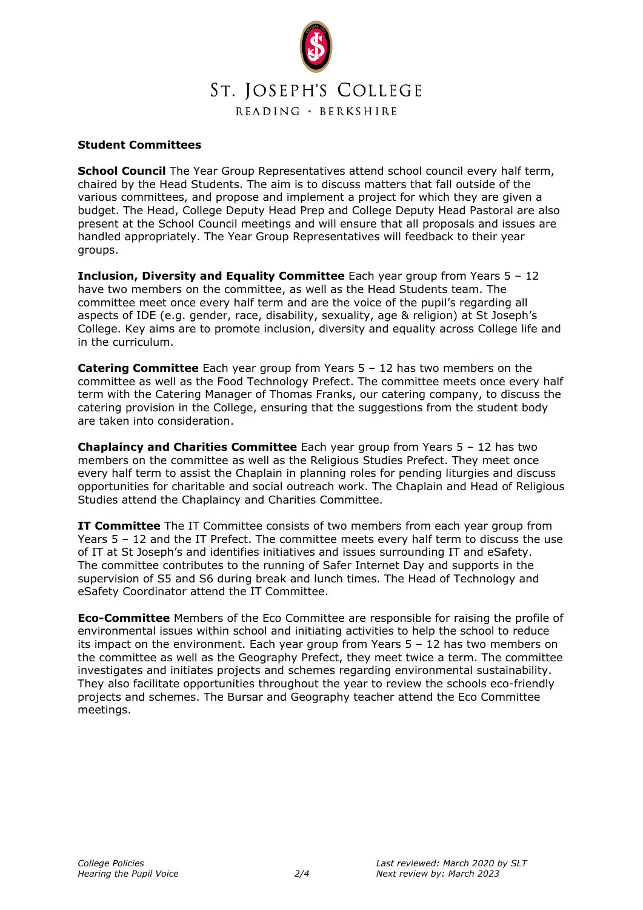**Student Committees**

**School Council** The Year Group Representatives attend school council every half term, chaired by the Head Students. The aim is to discuss matters that fall outside of the various committees, and propose and implement a project for which they are given a budget. The Head, College Deputy Head Prep and College Deputy Head Pastoral are also present at the School Council meetings and will ensure that all proposals and issues are handled appropriately. The Year Group Representatives will feedback to their year groups.

**Inclusion, Diversity and Equality Committee** Each year group from Years 5 – 12 have two members on the committee, as well as the Head Students team. The committee meet once every half term and are the voice of the pupil's regarding all aspects of IDE (e.g. gender, race, disability, sexuality, age & religion) at St Joseph's College. Key aims are to promote inclusion, diversity and equality across College life and in the curriculum.

**Catering Committee** Each year group from Years 5 – 12 has two members on the committee as well as the Food Technology Prefect. The committee meets once every half term with the Catering Manager of Thomas Franks, our catering company, to discuss the catering provision in the College, ensuring that the suggestions from the student body are taken into consideration.

**Chaplaincy and Charities Committee** Each year group from Years 5 – 12 has two members on the committee as well as the Religious Studies Prefect. They meet once every half term to assist the Chaplain in planning roles for pending liturgies and discuss opportunities for charitable and social outreach work. The Chaplain and Head of Religious Studies attend the Chaplaincy and Charities Committee.

**IT Committee** The IT Committee consists of two members from each year group from Years 5 – 12 and the IT Prefect. The committee meets every half term to discuss the use of IT at St Joseph's and identifies initiatives and issues surrounding IT and eSafety. The committee contributes to the running of Safer Internet Day and supports in the supervision of S5 and S6 during break and lunch times. The Head of Technology and eSafety Coordinator attend the IT Committee.

**Eco-Committee** Members of the Eco Committee are responsible for raising the profile of environmental issues within school and initiating activities to help the school to reduce its impact on the environment. Each year group from Years 5 – 12 has two members on the committee as well as the Geography Prefect, they meet twice a term. The committee investigates and initiates projects and schemes regarding environmental sustainability. They also facilitate opportunities throughout the year to review the schools eco-friendly projects and schemes. The Bursar and Geography teacher attend the Eco Committee meetings.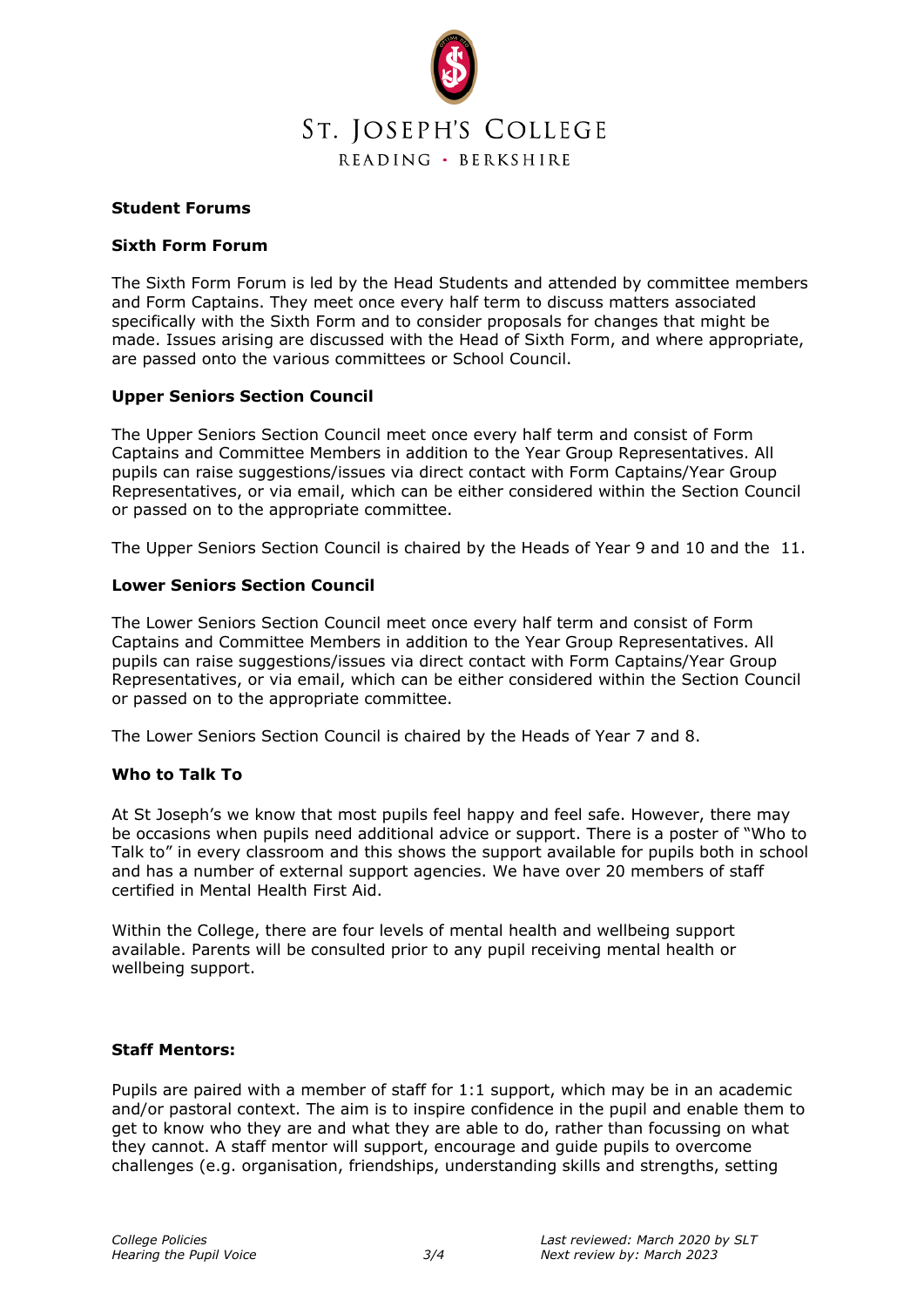**Student Forums**

**Sixth Form Forum**

The Sixth Form Forum is led by the Head Students and attended by committee members and Form Captains. They meet once every half term to discuss matters associated specifically with the Sixth Form and to consider proposals for changes that might be made. Issues arising are discussed with the Head of Sixth Form, and where appropriate, are passed onto the various committees or School Council.

**Upper Seniors Section Council**

The Upper Seniors Section Council meet once every half term and consist of Form Captains and Committee Members in addition to the Year Group Representatives. All pupils can raise suggestions/issues via direct contact with Form Captains/Year Group Representatives, or via email, which can be either considered within the Section Council or passed on to the appropriate committee.

The Upper Seniors Section Council is chaired by the Heads of Year 9 and 10 and the 11.

**Lower Seniors Section Council**

The Lower Seniors Section Council meet once every half term and consist of Form Captains and Committee Members in addition to the Year Group Representatives. All pupils can raise suggestions/issues via direct contact with Form Captains/Year Group Representatives, or via email, which can be either considered within the Section Council or passed on to the appropriate committee.

The Lower Seniors Section Council is chaired by the Heads of Year 7 and 8.

**Who to Talk To**

At St Joseph's we know that most pupils feel happy and feel safe. However, there may be occasions when pupils need additional advice or support. There is a poster of "Who to Talk to" in every classroom and this shows the support available for pupils both in school and has a number of external support agencies. We have over 20 members of staff certified in Mental Health First Aid.

Within the College, there are four levels of mental health and wellbeing support available. Parents will be consulted prior to any pupil receiving mental health or wellbeing support.

**Staff Mentors:**

Pupils are paired with a member of staff for 1:1 support, which may be in an academic and/or pastoral context. The aim is to inspire confidence in the pupil and enable them to get to know who they are and what they are able to do, rather than focussing on what they cannot. A staff mentor will support, encourage and guide pupils to overcome challenges (e.g. organisation, friendships, understanding skills and strengths, setting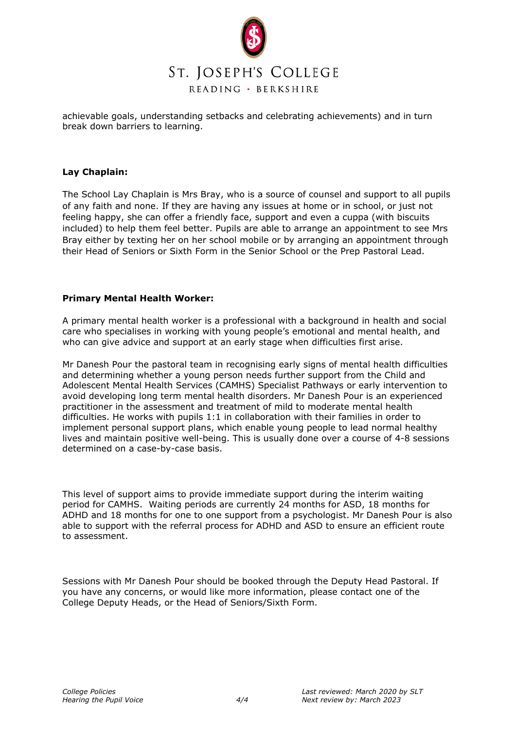achievable goals, understanding setbacks and celebrating achievements) and in turn break down barriers to learning.

**Lay Chaplain:**

The School Lay Chaplain is Mrs Bray, who is a source of counsel and support to all pupils of any faith and none. If they are having any issues at home or in school, or just not feeling happy, she can offer a friendly face, support and even a cuppa (with biscuits included) to help them feel better. Pupils are able to arrange an appointment to see Mrs Bray either by texting her on her school mobile or by arranging an appointment through their Head of Seniors or Sixth Form in the Senior School or the Prep Pastoral Lead.

**Primary Mental Health Worker:**

A primary mental health worker is a professional with a background in health and social care who specialises in working with young people's emotional and mental health, and who can give advice and support at an early stage when difficulties first arise.

Mr Danesh Pour the pastoral team in recognising early signs of mental health difficulties and determining whether a young person needs further support from the Child and Adolescent Mental Health Services (CAMHS) Specialist Pathways or early intervention to avoid developing long term mental health disorders. Mr Danesh Pour is an experienced practitioner in the assessment and treatment of mild to moderate mental health difficulties. He works with pupils 1:1 in collaboration with their families in order to implement personal support plans, which enable young people to lead normal healthy lives and maintain positive well-being. This is usually done over a course of 4-8 sessions determined on a case-by-case basis.

This level of support aims to provide immediate support during the interim waiting period for CAMHS. Waiting periods are currently 24 months for ASD, 18 months for ADHD and 18 months for one to one support from a psychologist. Mr Danesh Pour is also able to support with the referral process for ADHD and ASD to ensure an efficient route to assessment.

Sessions with Mr Danesh Pour should be booked through the Deputy Head Pastoral. If you have any concerns, or would like more information, please contact one of the College Deputy Heads, or the Head of Seniors/Sixth Form.